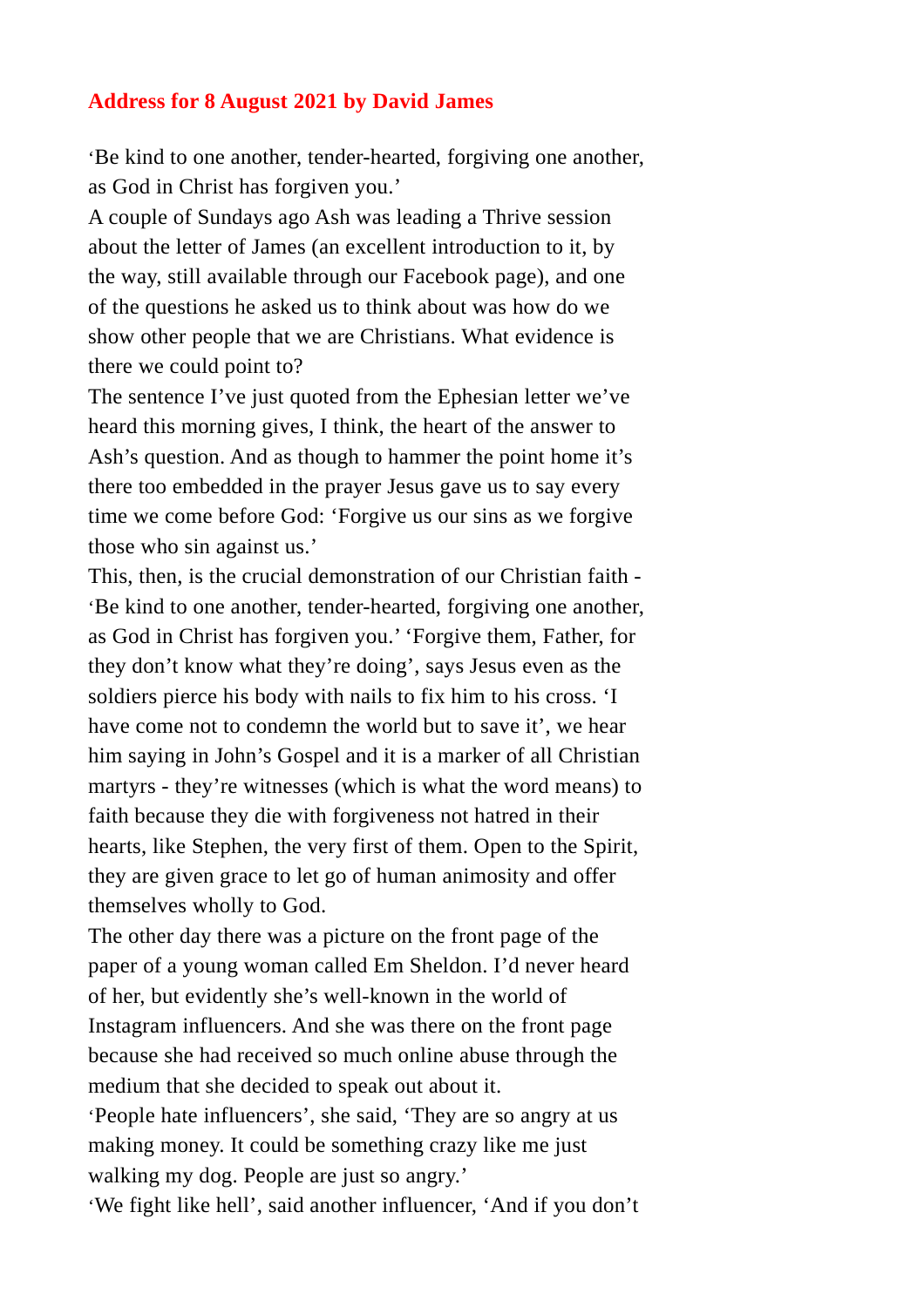**Address for 8 August 2021 by David James**

'Be kind to one another, tender-hearted, forgiving one another, as God in Christ has forgiven you.'

A couple of Sundays ago Ash was leading a Thrive session about the letter of James (an excellent introduction to it, by the way, still available through our Facebook page), and one of the questions he asked us to think about was how do we show other people that we are Christians. What evidence is there we could point to?

The sentence I've just quoted from the Ephesian letter we've heard this morning gives, I think, the heart of the answer to Ash's question. And as though to hammer the point home it's there too embedded in the prayer Jesus gave us to say every time we come before God: 'Forgive us our sins as we forgive those who sin against us.'

This, then, is the crucial demonstration of our Christian faith - 'Be kind to one another, tender-hearted, forgiving one another, as God in Christ has forgiven you.' 'Forgive them, Father, for they don't know what they're doing', says Jesus even as the soldiers pierce his body with nails to fix him to his cross. 'I have come not to condemn the world but to save it', we hear him saying in John's Gospel and it is a marker of all Christian martyrs - they're witnesses (which is what the word means) to faith because they die with forgiveness not hatred in their hearts, like Stephen, the very first of them. Open to the Spirit, they are given grace to let go of human animosity and offer themselves wholly to God.

The other day there was a picture on the front page of the paper of a young woman called Em Sheldon. I'd never heard of her, but evidently she's well-known in the world of Instagram influencers. And she was there on the front page because she had received so much online abuse through the medium that she decided to speak out about it.

'People hate influencers', she said, 'They are so angry at us making money. It could be something crazy like me just walking my dog. People are just so angry.'

'We fight like hell', said another influencer, 'And if you don't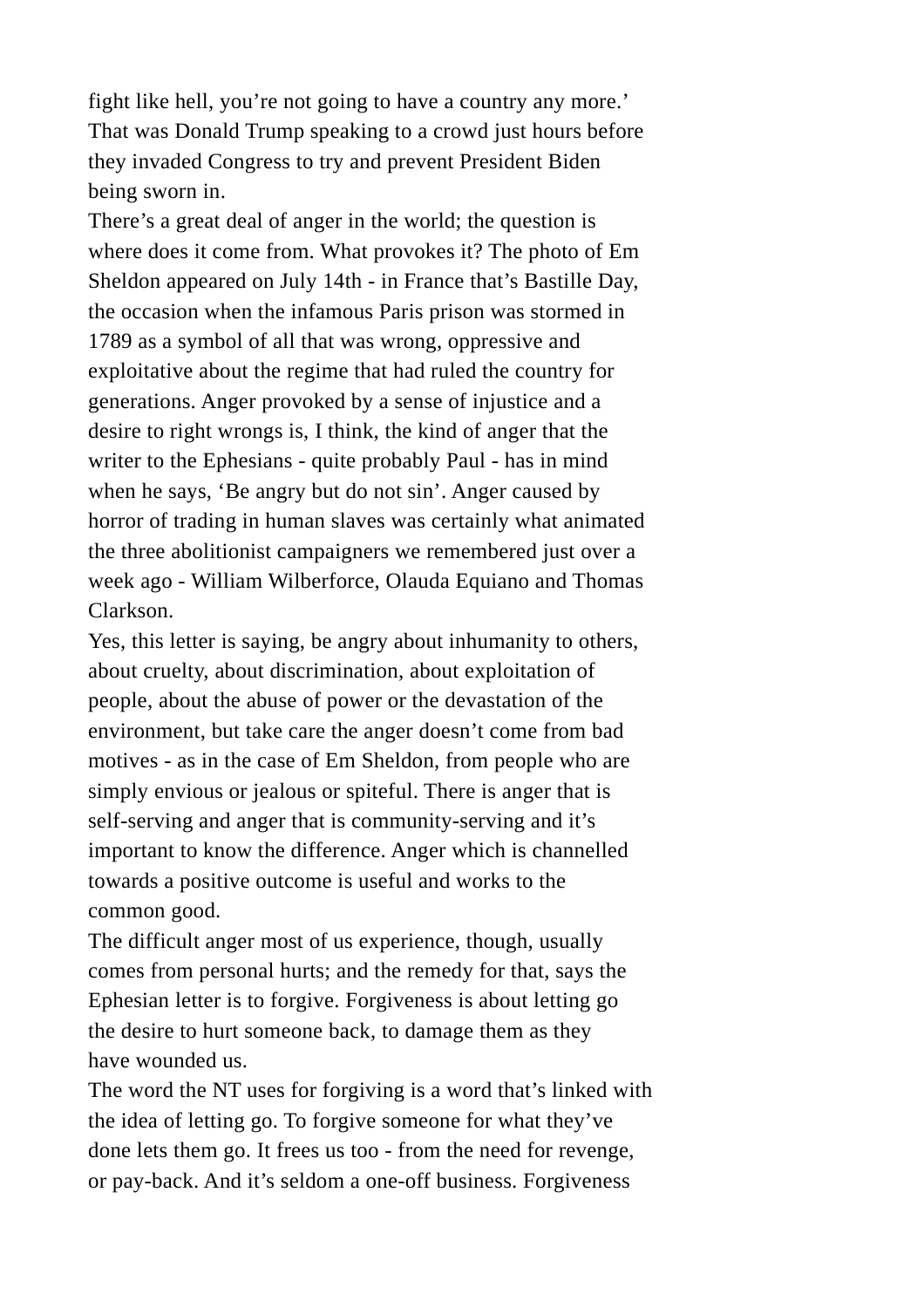fight like hell, you're not going to have a country any more.' That was Donald Trump speaking to a crowd just hours before they invaded Congress to try and prevent President Biden being sworn in.

There's a great deal of anger in the world; the question is where does it come from. What provokes it? The photo of Em Sheldon appeared on July 14th - in France that's Bastille Day, the occasion when the infamous Paris prison was stormed in 1789 as a symbol of all that was wrong, oppressive and exploitative about the regime that had ruled the country for generations. Anger provoked by a sense of injustice and a desire to right wrongs is, I think, the kind of anger that the writer to the Ephesians - quite probably Paul - has in mind when he says, 'Be angry but do not sin'. Anger caused by horror of trading in human slaves was certainly what animated the three abolitionist campaigners we remembered just over a week ago - William Wilberforce, Olauda Equiano and Thomas Clarkson.

Yes, this letter is saying, be angry about inhumanity to others, about cruelty, about discrimination, about exploitation of people, about the abuse of power or the devastation of the environment, but take care the anger doesn't come from bad motives - as in the case of Em Sheldon, from people who are simply envious or jealous or spiteful. There is anger that is self-serving and anger that is community-serving and it's important to know the difference. Anger which is channelled towards a positive outcome is useful and works to the common good.

The difficult anger most of us experience, though, usually comes from personal hurts; and the remedy for that, says the Ephesian letter is to forgive. Forgiveness is about letting go the desire to hurt someone back, to damage them as they have wounded us.

The word the NT uses for forgiving is a word that's linked with the idea of letting go. To forgive someone for what they've done lets them go. It frees us too - from the need for revenge, or pay-back. And it's seldom a one-off business. Forgiveness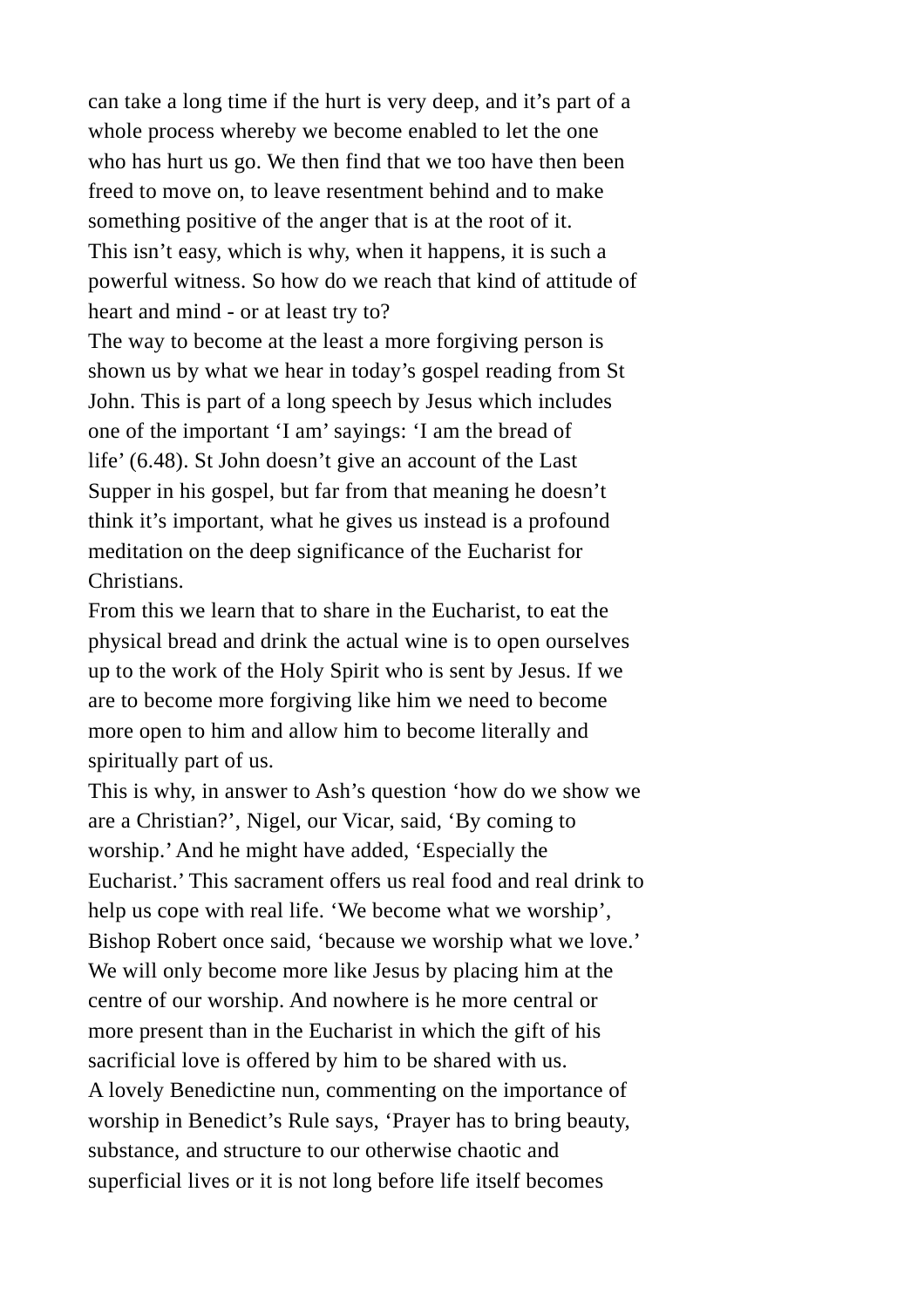can take a long time if the hurt is very deep, and it's part of a whole process whereby we become enabled to let the one who has hurt us go. We then find that we too have then been freed to move on, to leave resentment behind and to make something positive of the anger that is at the root of it.

This isn't easy, which is why, when it happens, it is such a powerful witness. So how do we reach that kind of attitude of heart and mind - or at least try to?

The way to become at the least a more forgiving person is shown us by what we hear in today's gospel reading from St John. This is part of a long speech by Jesus which includes one of the important 'I am' sayings: 'I am the bread of life' (6.48). St John doesn't give an account of the Last Supper in his gospel, but far from that meaning he doesn't think it's important, what he gives us instead is a profound meditation on the deep significance of the Eucharist for Christians.

From this we learn that to share in the Eucharist, to eat the physical bread and drink the actual wine is to open ourselves up to the work of the Holy Spirit who is sent by Jesus. If we are to become more forgiving like him we need to become more open to him and allow him to become literally and spiritually part of us.

This is why, in answer to Ash's question 'how do we show we are a Christian?', Nigel, our Vicar, said, 'By coming to worship.' And he might have added, 'Especially the Eucharist.' This sacrament offers us real food and real drink to help us cope with real life. 'We become what we worship', Bishop Robert once said, 'because we worship what we love.' We will only become more like Jesus by placing him at the centre of our worship. And nowhere is he more central or more present than in the Eucharist in which the gift of his sacrificial love is offered by him to be shared with us.

A lovely Benedictine nun, commenting on the importance of worship in Benedict's Rule says, 'Prayer has to bring beauty, substance, and structure to our otherwise chaotic and superficial lives or it is not long before life itself becomes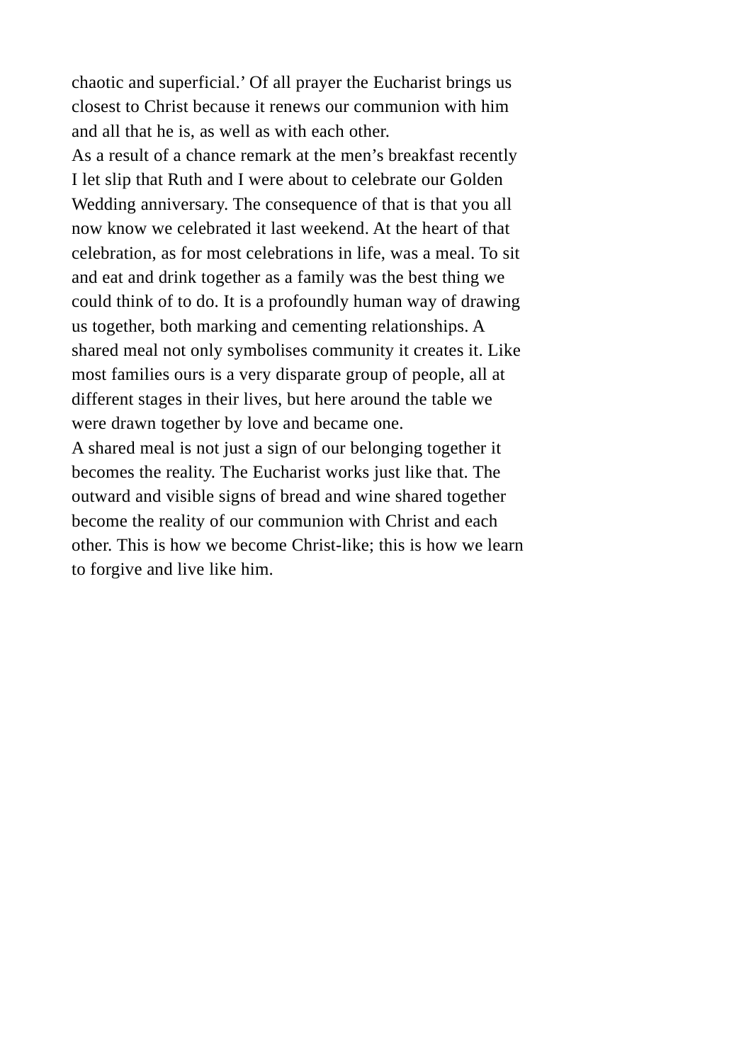chaotic and superficial.' Of all prayer the Eucharist brings us closest to Christ because it renews our communion with him and all that he is, as well as with each other.

As a result of a chance remark at the men's breakfast recently I let slip that Ruth and I were about to celebrate our Golden Wedding anniversary. The consequence of that is that you all now know we celebrated it last weekend. At the heart of that celebration, as for most celebrations in life, was a meal. To sit and eat and drink together as a family was the best thing we could think of to do. It is a profoundly human way of drawing us together, both marking and cementing relationships. A shared meal not only symbolises community it creates it. Like most families ours is a very disparate group of people, all at different stages in their lives, but here around the table we were drawn together by love and became one.

A shared meal is not just a sign of our belonging together it becomes the reality. The Eucharist works just like that. The outward and visible signs of bread and wine shared together become the reality of our communion with Christ and each other. This is how we become Christ-like; this is how we learn to forgive and live like him.